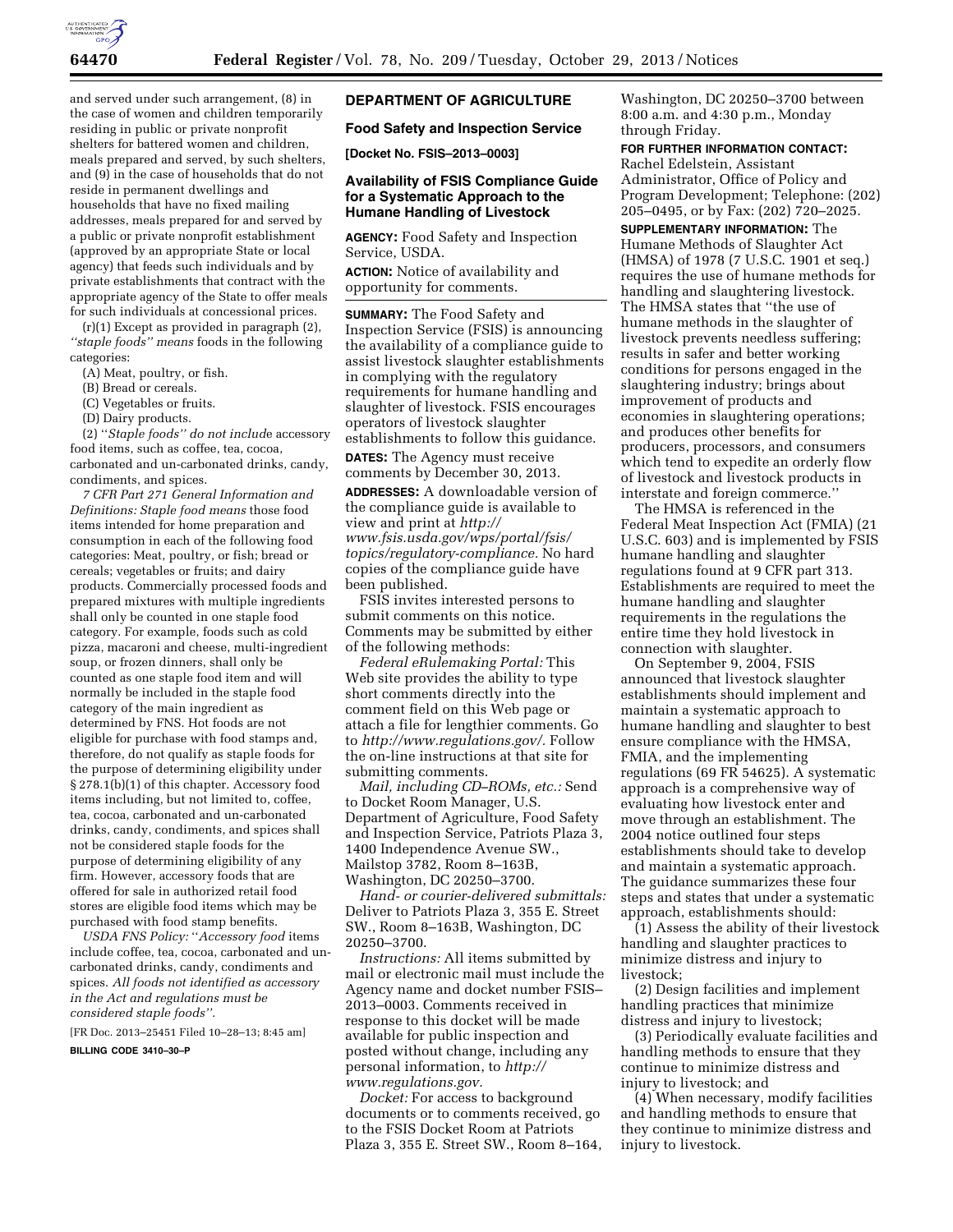and served under such arrangement, (8) in the case of women and children temporarily residing in public or private nonprofit shelters for battered women and children, meals prepared and served, by such shelters, and (9) in the case of households that do not reside in permanent dwellings and households that have no fixed mailing addresses, meals prepared for and served by a public or private nonprofit establishment (approved by an appropriate State or local agency) that feeds such individuals and by private establishments that contract with the appropriate agency of the State to offer meals for such individuals at concessional prices.

(r)(1) Except as provided in paragraph (2), *''staple foods'' means* foods in the following categories:

(A) Meat, poultry, or fish.

(B) Bread or cereals.

(C) Vegetables or fruits.

(D) Dairy products.

(2) ''*Staple foods'' do not includ*e accessory food items, such as coffee, tea, cocoa, carbonated and un-carbonated drinks, candy, condiments, and spices.

*7 CFR Part 271 General Information and Definitions: Staple food means* those food items intended for home preparation and consumption in each of the following food categories: Meat, poultry, or fish; bread or cereals; vegetables or fruits; and dairy products. Commercially processed foods and prepared mixtures with multiple ingredients shall only be counted in one staple food category. For example, foods such as cold pizza, macaroni and cheese, multi-ingredient soup, or frozen dinners, shall only be counted as one staple food item and will normally be included in the staple food category of the main ingredient as determined by FNS. Hot foods are not eligible for purchase with food stamps and, therefore, do not qualify as staple foods for the purpose of determining eligibility under § 278.1(b)(1) of this chapter. Accessory food items including, but not limited to, coffee, tea, cocoa, carbonated and un-carbonated drinks, candy, condiments, and spices shall not be considered staple foods for the purpose of determining eligibility of any firm. However, accessory foods that are offered for sale in authorized retail food stores are eligible food items which may be purchased with food stamp benefits.

*USDA FNS Policy:* ''*Accessory food* items include coffee, tea, cocoa, carbonated and un-carbonated drinks, candy, condiments and spices. *All foods not identified as accessory in the Act and regulations must be considered staple foods''.*

[FR Doc. 2013–25451 Filed 10–28–13; 8:45 am]

**BILLING CODE 3410–30–P**

## DEPARTMENT OF AGRICULTURE

### Food Safety and Inspection Service

**[Docket No. FSIS–2013–0003]**

### Availability of FSIS Compliance Guide for a Systematic Approach to the Humane Handling of Livestock

**AGENCY:** Food Safety and Inspection Service, USDA.

**ACTION:** Notice of availability and opportunity for comments.

**SUMMARY:** The Food Safety and Inspection Service (FSIS) is announcing the availability of a compliance guide to assist livestock slaughter establishments in complying with the regulatory requirements for humane handling and slaughter of livestock. FSIS encourages operators of livestock slaughter establishments to follow this guidance.

**DATES:** The Agency must receive comments by December 30, 2013.

**ADDRESSES:** A downloadable version of the compliance guide is available to view and print at *http://www.fsis.usda.gov/wps/portal/fsis/topics/regulatory-compliance.* No hard copies of the compliance guide have been published.

FSIS invites interested persons to submit comments on this notice. Comments may be submitted by either of the following methods:

*Federal eRulemaking Portal:* This Web site provides the ability to type short comments directly into the comment field on this Web page or attach a file for lengthier comments. Go to *http://www.regulations.gov/.* Follow the on-line instructions at that site for submitting comments.

*Mail, including CD–ROMs, etc.:* Send to Docket Room Manager, U.S. Department of Agriculture, Food Safety and Inspection Service, Patriots Plaza 3, 1400 Independence Avenue SW., Mailstop 3782, Room 8–163B, Washington, DC 20250–3700.

*Hand- or courier-delivered submittals:* Deliver to Patriots Plaza 3, 355 E. Street SW., Room 8–163B, Washington, DC 20250–3700.

*Instructions:* All items submitted by mail or electronic mail must include the Agency name and docket number FSIS–2013–0003. Comments received in response to this docket will be made available for public inspection and posted without change, including any personal information, to *http://www.regulations.gov.*

*Docket:* For access to background documents or to comments received, go to the FSIS Docket Room at Patriots Plaza 3, 355 E. Street SW., Room 8–164, Washington, DC 20250–3700 between 8:00 a.m. and 4:30 p.m., Monday through Friday.

**FOR FURTHER INFORMATION CONTACT:** Rachel Edelstein, Assistant Administrator, Office of Policy and Program Development; Telephone: (202) 205–0495, or by Fax: (202) 720–2025.

**SUPPLEMENTARY INFORMATION:** The Humane Methods of Slaughter Act (HMSA) of 1978 (7 U.S.C. 1901 et seq.) requires the use of humane methods for handling and slaughtering livestock. The HMSA states that ''the use of humane methods in the slaughter of livestock prevents needless suffering; results in safer and better working conditions for persons engaged in the slaughtering industry; brings about improvement of products and economies in slaughtering operations; and produces other benefits for producers, processors, and consumers which tend to expedite an orderly flow of livestock and livestock products in interstate and foreign commerce.''

The HMSA is referenced in the Federal Meat Inspection Act (FMIA) (21 U.S.C. 603) and is implemented by FSIS humane handling and slaughter regulations found at 9 CFR part 313. Establishments are required to meet the humane handling and slaughter requirements in the regulations the entire time they hold livestock in connection with slaughter.

On September 9, 2004, FSIS announced that livestock slaughter establishments should implement and maintain a systematic approach to humane handling and slaughter to best ensure compliance with the HMSA, FMIA, and the implementing regulations (69 FR 54625). A systematic approach is a comprehensive way of evaluating how livestock enter and move through an establishment. The 2004 notice outlined four steps establishments should take to develop and maintain a systematic approach. The guidance summarizes these four steps and states that under a systematic approach, establishments should:

(1) Assess the ability of their livestock handling and slaughter practices to minimize distress and injury to livestock;

(2) Design facilities and implement handling practices that minimize distress and injury to livestock;

(3) Periodically evaluate facilities and handling methods to ensure that they continue to minimize distress and injury to livestock; and

(4) When necessary, modify facilities and handling methods to ensure that they continue to minimize distress and injury to livestock.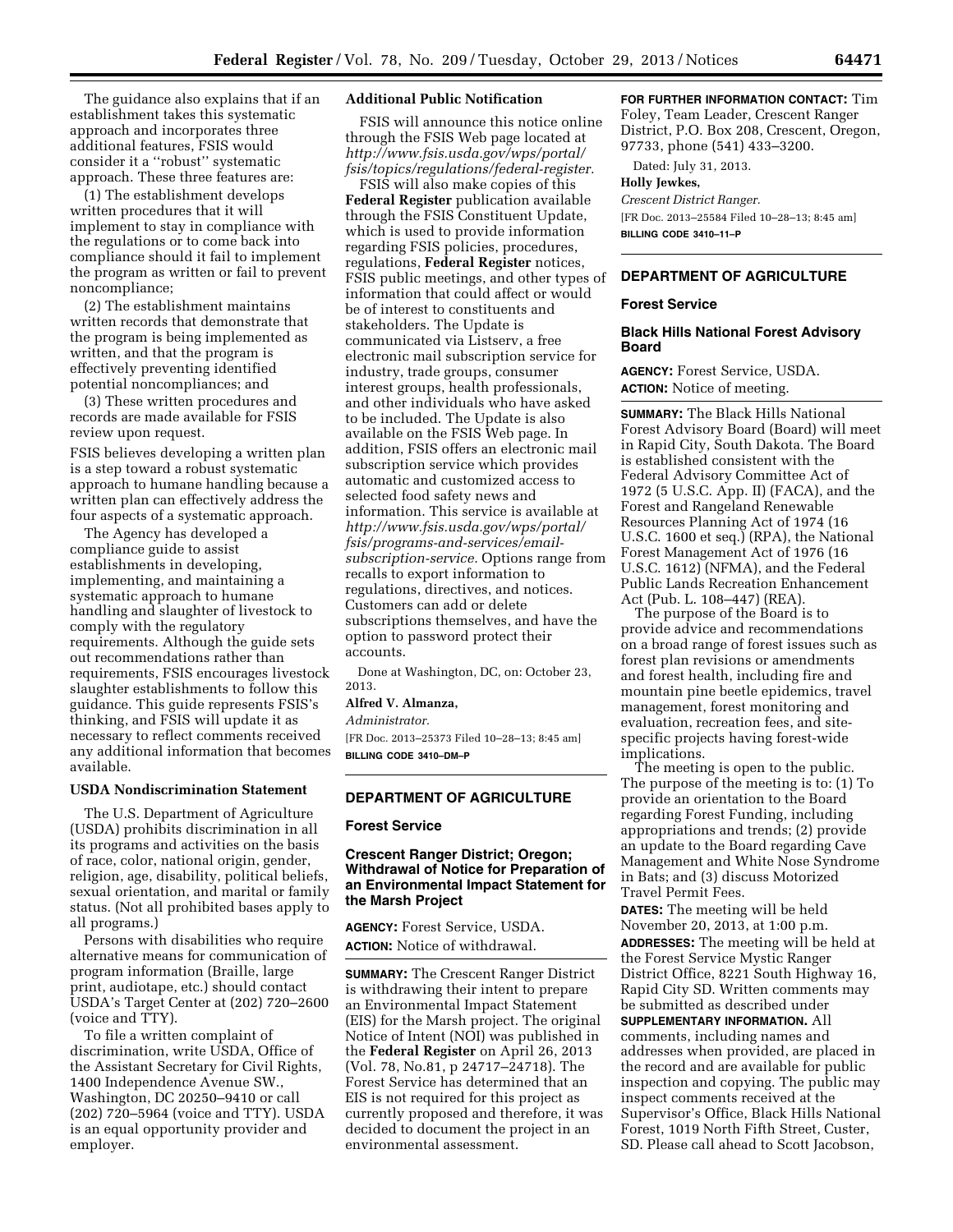The guidance also explains that if an establishment takes this systematic approach and incorporates three additional features, FSIS would consider it a ''robust'' systematic approach. These three features are:

(1) The establishment develops written procedures that it will implement to stay in compliance with the regulations or to come back into compliance should it fail to implement the program as written or fail to prevent noncompliance;

(2) The establishment maintains written records that demonstrate that the program is being implemented as written, and that the program is effectively preventing identified potential noncompliances; and

(3) These written procedures and records are made available for FSIS review upon request.

FSIS believes developing a written plan is a step toward a robust systematic approach to humane handling because a written plan can effectively address the four aspects of a systematic approach.

The Agency has developed a compliance guide to assist establishments in developing, implementing, and maintaining a systematic approach to humane handling and slaughter of livestock to comply with the regulatory requirements. Although the guide sets out recommendations rather than requirements, FSIS encourages livestock slaughter establishments to follow this guidance. This guide represents FSIS's thinking, and FSIS will update it as necessary to reflect comments received any additional information that becomes available.

### USDA Nondiscrimination Statement

The U.S. Department of Agriculture (USDA) prohibits discrimination in all its programs and activities on the basis of race, color, national origin, gender, religion, age, disability, political beliefs, sexual orientation, and marital or family status. (Not all prohibited bases apply to all programs.)

Persons with disabilities who require alternative means for communication of program information (Braille, large print, audiotape, etc.) should contact USDA's Target Center at (202) 720–2600 (voice and TTY).

To file a written complaint of discrimination, write USDA, Office of the Assistant Secretary for Civil Rights, 1400 Independence Avenue SW., Washington, DC 20250–9410 or call (202) 720–5964 (voice and TTY). USDA is an equal opportunity provider and employer.

### Additional Public Notification

FSIS will announce this notice online through the FSIS Web page located at *http://www.fsis.usda.gov/wps/portal/fsis/topics/regulations/federal-register.*

FSIS will also make copies of this **Federal Register** publication available through the FSIS Constituent Update, which is used to provide information regarding FSIS policies, procedures, regulations, **Federal Register** notices, FSIS public meetings, and other types of information that could affect or would be of interest to constituents and stakeholders. The Update is communicated via Listserv, a free electronic mail subscription service for industry, trade groups, consumer interest groups, health professionals, and other individuals who have asked to be included. The Update is also available on the FSIS Web page. In addition, FSIS offers an electronic mail subscription service which provides automatic and customized access to selected food safety news and information. This service is available at *http://www.fsis.usda.gov/wps/portal/fsis/programs-and-services/email-subscription-service.* Options range from recalls to export information to regulations, directives, and notices. Customers can add or delete subscriptions themselves, and have the option to password protect their accounts.

Done at Washington, DC, on: October 23, 2013.

**Alfred V. Almanza,**

*Administrator.*

[FR Doc. 2013–25373 Filed 10–28–13; 8:45 am]

**BILLING CODE 3410–DM–P**

---

## DEPARTMENT OF AGRICULTURE

### Forest Service

### Crescent Ranger District; Oregon; Withdrawal of Notice for Preparation of an Environmental Impact Statement for the Marsh Project

**AGENCY:** Forest Service, USDA.

**ACTION:** Notice of withdrawal.

**SUMMARY:** The Crescent Ranger District is withdrawing their intent to prepare an Environmental Impact Statement (EIS) for the Marsh project. The original Notice of Intent (NOI) was published in the **Federal Register** on April 26, 2013 (Vol. 78, No.81, p 24717–24718). The Forest Service has determined that an EIS is not required for this project as currently proposed and therefore, it was decided to document the project in an environmental assessment.

**FOR FURTHER INFORMATION CONTACT:** Tim Foley, Team Leader, Crescent Ranger District, P.O. Box 208, Crescent, Oregon, 97733, phone (541) 433–3200.

Dated: July 31, 2013.

**Holly Jewkes,**

*Crescent District Ranger.*

[FR Doc. 2013–25584 Filed 10–28–13; 8:45 am]

**BILLING CODE 3410–11–P**

---

## DEPARTMENT OF AGRICULTURE

### Forest Service

### Black Hills National Forest Advisory Board

**AGENCY:** Forest Service, USDA.

**ACTION:** Notice of meeting.

**SUMMARY:** The Black Hills National Forest Advisory Board (Board) will meet in Rapid City, South Dakota. The Board is established consistent with the Federal Advisory Committee Act of 1972 (5 U.S.C. App. II) (FACA), and the Forest and Rangeland Renewable Resources Planning Act of 1974 (16 U.S.C. 1600 et seq.) (RPA), the National Forest Management Act of 1976 (16 U.S.C. 1612) (NFMA), and the Federal Public Lands Recreation Enhancement Act (Pub. L. 108–447) (REA).

The purpose of the Board is to provide advice and recommendations on a broad range of forest issues such as forest plan revisions or amendments and forest health, including fire and mountain pine beetle epidemics, travel management, forest monitoring and evaluation, recreation fees, and site-specific projects having forest-wide implications.

The meeting is open to the public. The purpose of the meeting is to: (1) To provide an orientation to the Board regarding Forest Funding, including appropriations and trends; (2) provide an update to the Board regarding Cave Management and White Nose Syndrome in Bats; and (3) discuss Motorized Travel Permit Fees.

**DATES:** The meeting will be held November 20, 2013, at 1:00 p.m.

**ADDRESSES:** The meeting will be held at the Forest Service Mystic Ranger District Office, 8221 South Highway 16, Rapid City SD. Written comments may be submitted as described under **SUPPLEMENTARY INFORMATION.** All comments, including names and addresses when provided, are placed in the record and are available for public inspection and copying. The public may inspect comments received at the Supervisor's Office, Black Hills National Forest, 1019 North Fifth Street, Custer, SD. Please call ahead to Scott Jacobson,